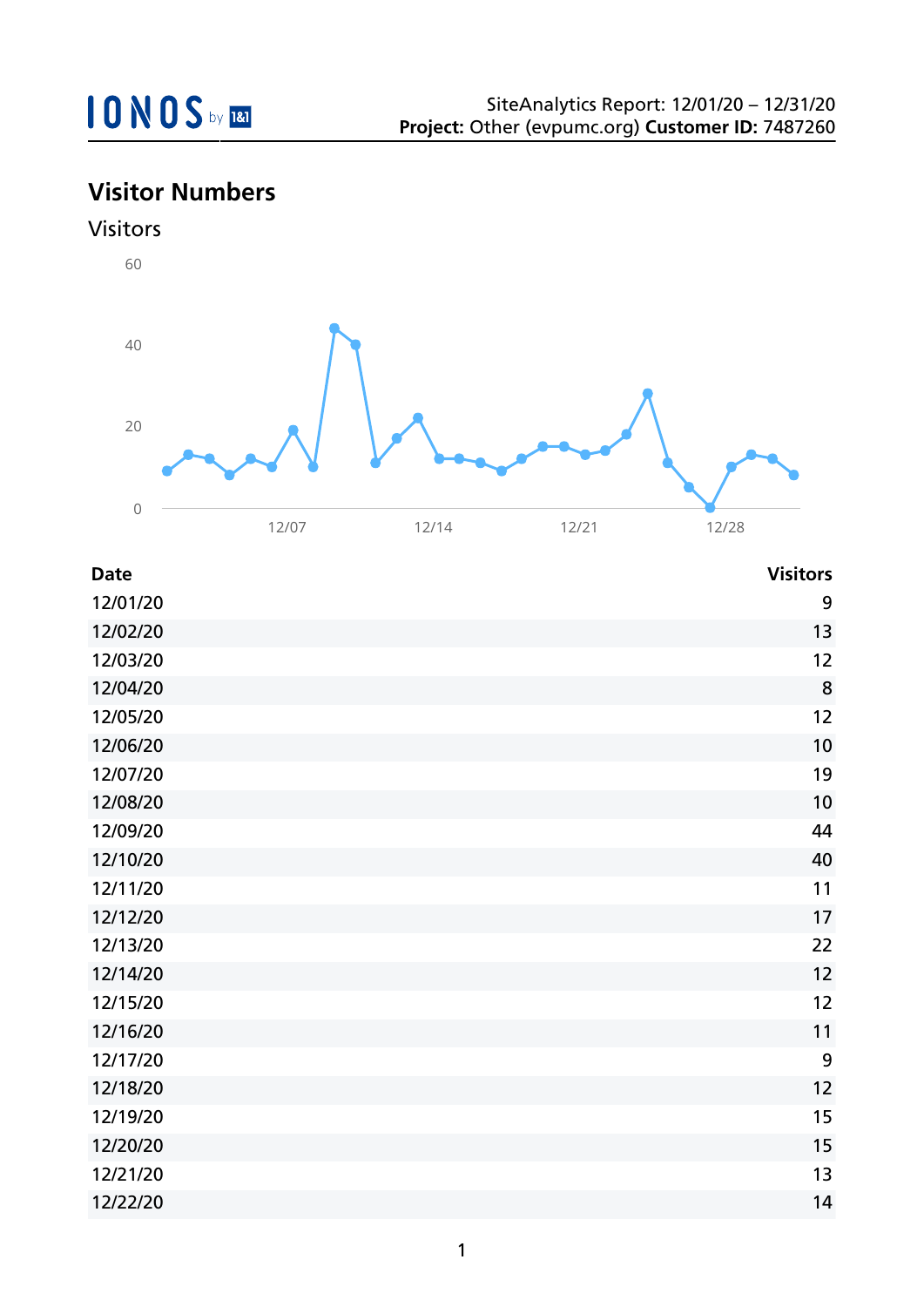IONOS by 1&1

SiteAnalytics Report: 12/01/20 – 12/31/20
**Project:** Other (evpumc.org) **Customer ID:** 7487260

## Visitor Numbers

### Visitors

| Date | Visitors |
|---|---|
| 12/01/20 | 9 |
| 12/02/20 | 13 |
| 12/03/20 | 12 |
| 12/04/20 | 8 |
| 12/05/20 | 12 |
| 12/06/20 | 10 |
| 12/07/20 | 19 |
| 12/08/20 | 10 |
| 12/09/20 | 44 |
| 12/10/20 | 40 |
| 12/11/20 | 11 |
| 12/12/20 | 17 |
| 12/13/20 | 22 |
| 12/14/20 | 12 |
| 12/15/20 | 12 |
| 12/16/20 | 11 |
| 12/17/20 | 9 |
| 12/18/20 | 12 |
| 12/19/20 | 15 |
| 12/20/20 | 15 |
| 12/21/20 | 13 |
| 12/22/20 | 14 |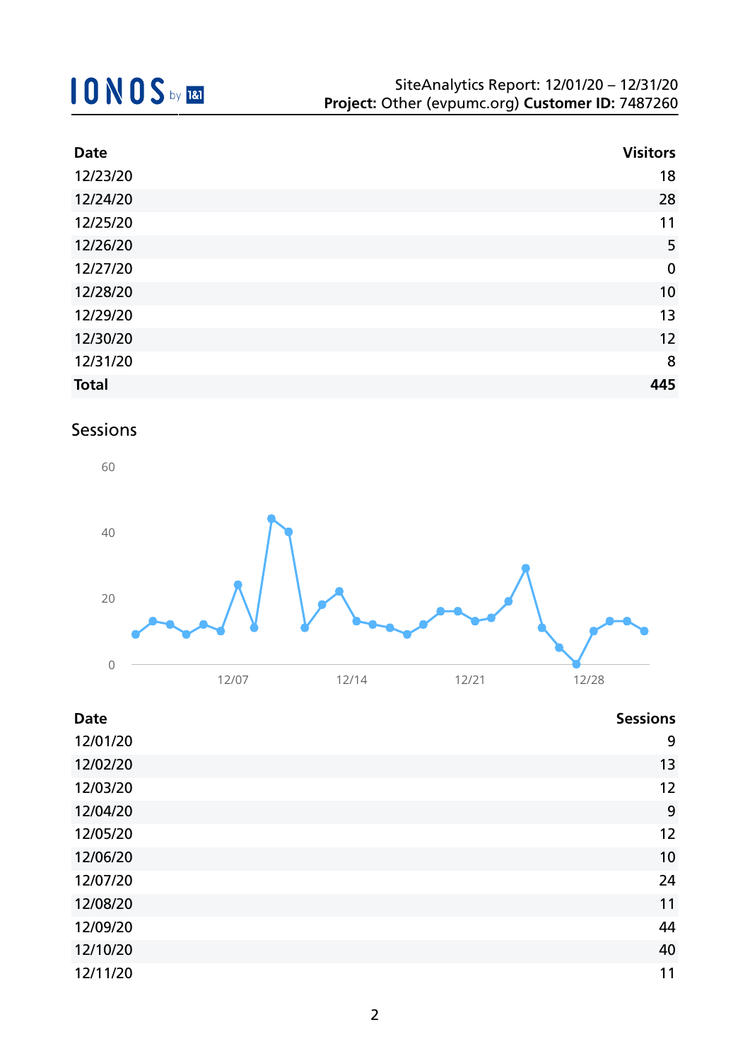SiteAnalytics Report: 12/01/20 – 12/31/20
**Project:** Other (evpumc.org) **Customer ID:** 7487260

| Date | Visitors |
|---|---|
| 12/23/20 | 18 |
| 12/24/20 | 28 |
| 12/25/20 | 11 |
| 12/26/20 | 5 |
| 12/27/20 | 0 |
| 12/28/20 | 10 |
| 12/29/20 | 13 |
| 12/30/20 | 12 |
| 12/31/20 | 8 |
| **Total** | **445** |

## Sessions

| Date | Sessions |
|---|---|
| 12/01/20 | 9 |
| 12/02/20 | 13 |
| 12/03/20 | 12 |
| 12/04/20 | 9 |
| 12/05/20 | 12 |
| 12/06/20 | 10 |
| 12/07/20 | 24 |
| 12/08/20 | 11 |
| 12/09/20 | 44 |
| 12/10/20 | 40 |
| 12/11/20 | 11 |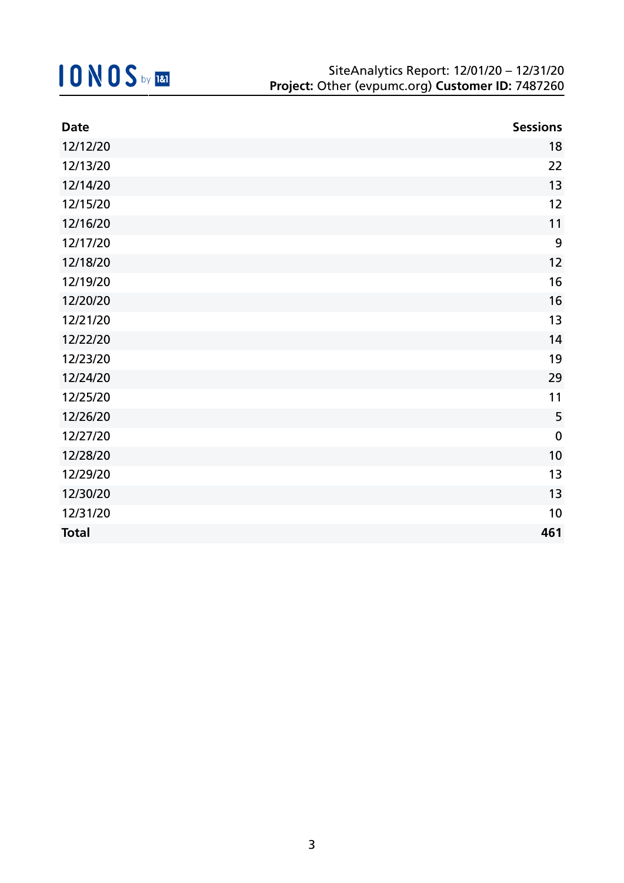| Date | Sessions |
|---|---|
| 12/12/20 | 18 |
| 12/13/20 | 22 |
| 12/14/20 | 13 |
| 12/15/20 | 12 |
| 12/16/20 | 11 |
| 12/17/20 | 9 |
| 12/18/20 | 12 |
| 12/19/20 | 16 |
| 12/20/20 | 16 |
| 12/21/20 | 13 |
| 12/22/20 | 14 |
| 12/23/20 | 19 |
| 12/24/20 | 29 |
| 12/25/20 | 11 |
| 12/26/20 | 5 |
| 12/27/20 | 0 |
| 12/28/20 | 10 |
| 12/29/20 | 13 |
| 12/30/20 | 13 |
| 12/31/20 | 10 |
| **Total** | **461** |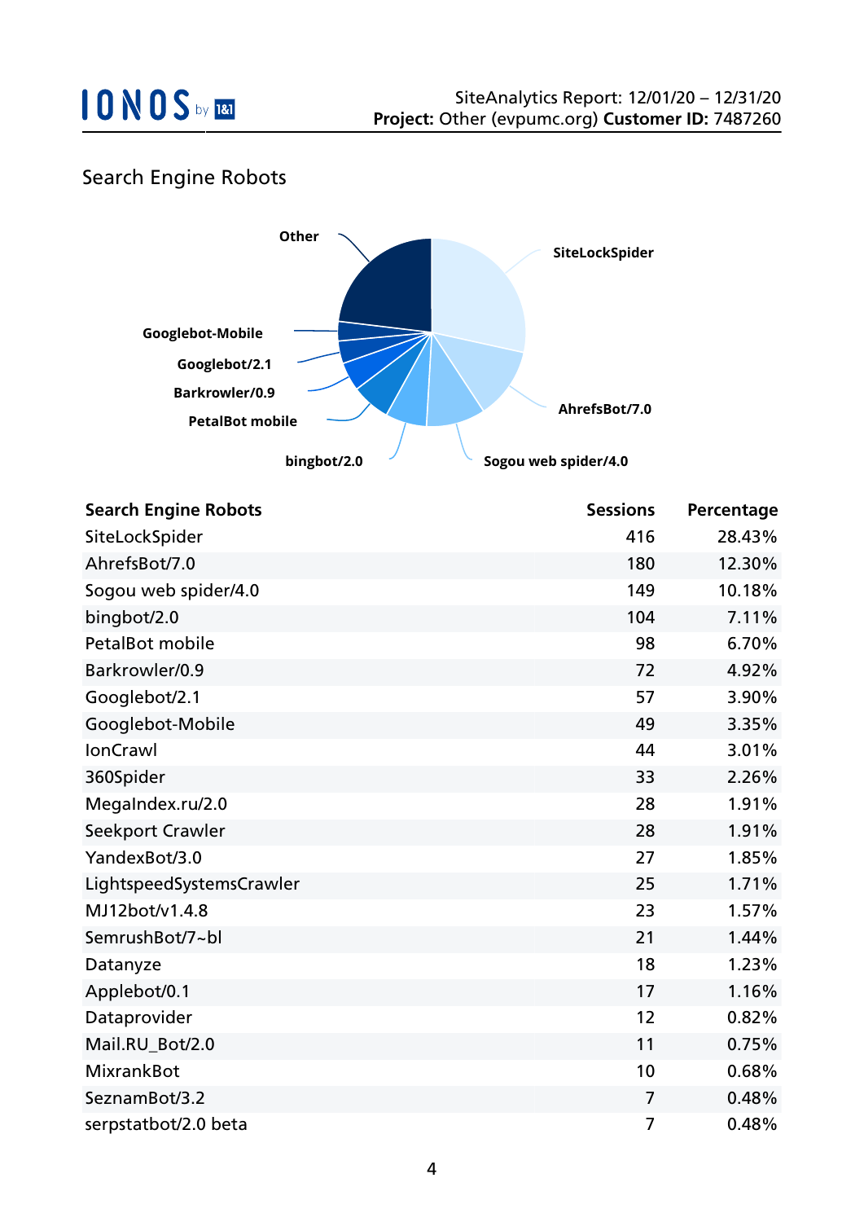## Search Engine Robots

| Search Engine Robots | Sessions | Percentage |
|---|---|---|
| SiteLockSpider | 416 | 28.43% |
| AhrefsBot/7.0 | 180 | 12.30% |
| Sogou web spider/4.0 | 149 | 10.18% |
| bingbot/2.0 | 104 | 7.11% |
| PetalBot mobile | 98 | 6.70% |
| Barkrowler/0.9 | 72 | 4.92% |
| Googlebot/2.1 | 57 | 3.90% |
| Googlebot-Mobile | 49 | 3.35% |
| IonCrawl | 44 | 3.01% |
| 360Spider | 33 | 2.26% |
| MegaIndex.ru/2.0 | 28 | 1.91% |
| Seekport Crawler | 28 | 1.91% |
| YandexBot/3.0 | 27 | 1.85% |
| LightspeedSystemsCrawler | 25 | 1.71% |
| MJ12bot/v1.4.8 | 23 | 1.57% |
| SemrushBot/7~bl | 21 | 1.44% |
| Datanyze | 18 | 1.23% |
| Applebot/0.1 | 17 | 1.16% |
| Dataprovider | 12 | 0.82% |
| Mail.RU_Bot/2.0 | 11 | 0.75% |
| MixrankBot | 10 | 0.68% |
| SeznamBot/3.2 | 7 | 0.48% |
| serpstatbot/2.0 beta | 7 | 0.48% |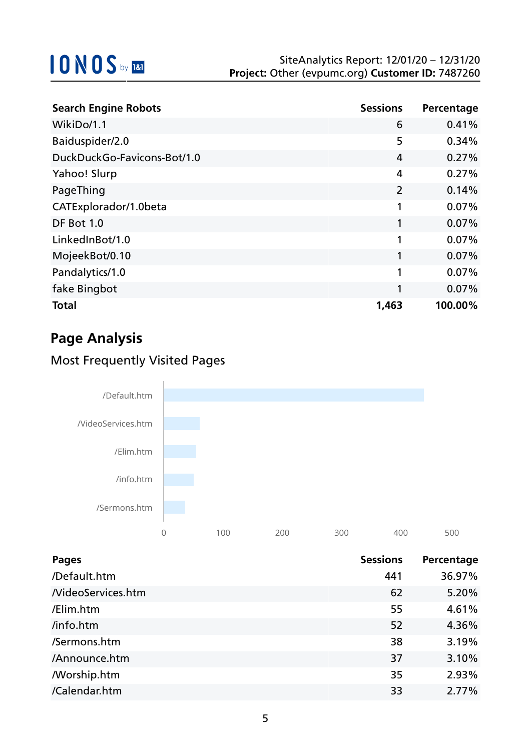| Search Engine Robots | Sessions | Percentage |
|---|---|---|
| WikiDo/1.1 | 6 | 0.41% |
| Baiduspider/2.0 | 5 | 0.34% |
| DuckDuckGo-Favicons-Bot/1.0 | 4 | 0.27% |
| Yahoo! Slurp | 4 | 0.27% |
| PageThing | 2 | 0.14% |
| CATExplorador/1.0beta | 1 | 0.07% |
| DF Bot 1.0 | 1 | 0.07% |
| LinkedInBot/1.0 | 1 | 0.07% |
| MojeekBot/0.10 | 1 | 0.07% |
| Pandalytics/1.0 | 1 | 0.07% |
| fake Bingbot | 1 | 0.07% |
| **Total** | **1,463** | **100.00%** |

## Page Analysis

### Most Frequently Visited Pages

| Pages | Sessions | Percentage |
|---|---|---|
| /Default.htm | 441 | 36.97% |
| /VideoServices.htm | 62 | 5.20% |
| /Elim.htm | 55 | 4.61% |
| /info.htm | 52 | 4.36% |
| /Sermons.htm | 38 | 3.19% |
| /Announce.htm | 37 | 3.10% |
| /Worship.htm | 35 | 2.93% |
| /Calendar.htm | 33 | 2.77% |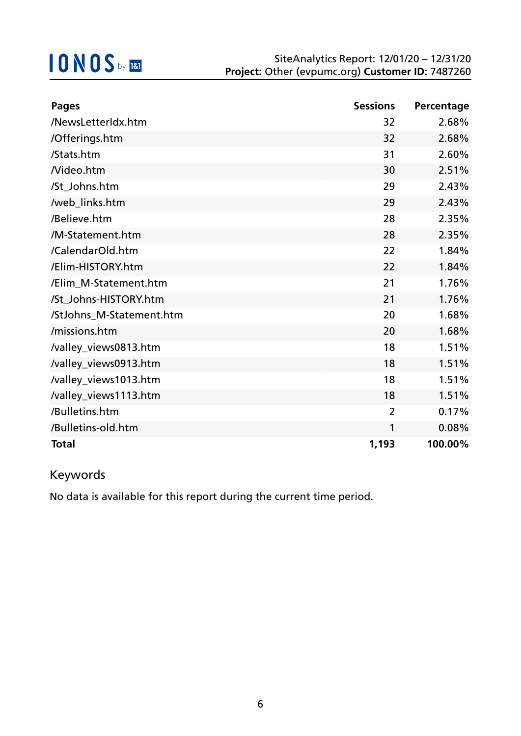| Pages | Sessions | Percentage |
| --- | --- | --- |
| /NewsLetterIdx.htm | 32 | 2.68% |
| /Offerings.htm | 32 | 2.68% |
| /Stats.htm | 31 | 2.60% |
| /Video.htm | 30 | 2.51% |
| /St_Johns.htm | 29 | 2.43% |
| /web_links.htm | 29 | 2.43% |
| /Believe.htm | 28 | 2.35% |
| /M-Statement.htm | 28 | 2.35% |
| /CalendarOld.htm | 22 | 1.84% |
| /Elim-HISTORY.htm | 22 | 1.84% |
| /Elim_M-Statement.htm | 21 | 1.76% |
| /St_Johns-HISTORY.htm | 21 | 1.76% |
| /StJohns_M-Statement.htm | 20 | 1.68% |
| /missions.htm | 20 | 1.68% |
| /valley_views0813.htm | 18 | 1.51% |
| /valley_views0913.htm | 18 | 1.51% |
| /valley_views1013.htm | 18 | 1.51% |
| /valley_views1113.htm | 18 | 1.51% |
| /Bulletins.htm | 2 | 0.17% |
| /Bulletins-old.htm | 1 | 0.08% |
| **Total** | **1,193** | **100.00%** |

## Keywords

No data is available for this report during the current time period.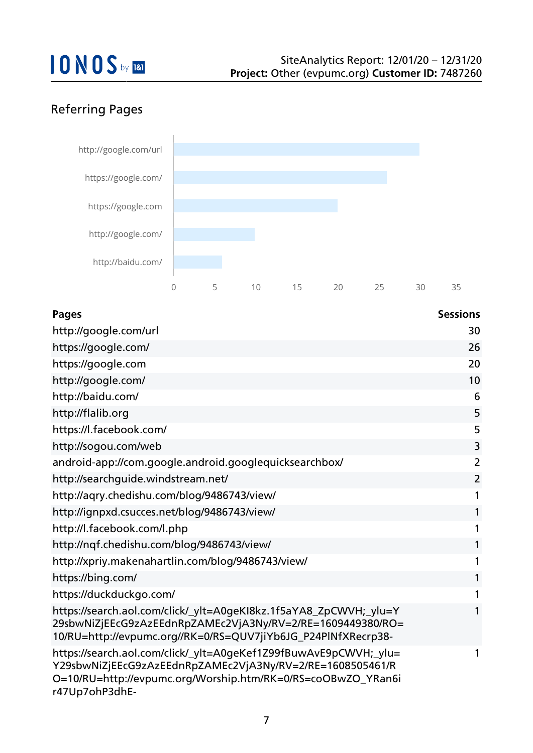## Referring Pages

| Pages | Sessions |
| --- | --- |
| http://google.com/url | 30 |
| https://google.com/ | 26 |
| https://google.com | 20 |
| http://google.com/ | 10 |
| http://baidu.com/ | 6 |
| http://flalib.org | 5 |
| https://l.facebook.com/ | 5 |
| http://sogou.com/web | 3 |
| android-app://com.google.android.googlequicksearchbox/ | 2 |
| http://searchguide.windstream.net/ | 2 |
| http://aqry.chedishu.com/blog/9486743/view/ | 1 |
| http://ignpxd.csucces.net/blog/9486743/view/ | 1 |
| http://l.facebook.com/l.php | 1 |
| http://nqf.chedishu.com/blog/9486743/view/ | 1 |
| http://xpriy.makenahartlin.com/blog/9486743/view/ | 1 |
| https://bing.com/ | 1 |
| https://duckduckgo.com/ | 1 |
| https://search.aol.com/click/_ylt=A0geKI8kz.1f5aYA8_ZpCWVH;_ylu=Y29sbwNiZjEEcG9zAzEEdnRpZAMEc2VjA3Ny/RV=2/RE=1609449380/RO=10/RU=http://evpumc.org//RK=0/RS=QUV7jiYb6JG_P24PlNfXRecrp38- | 1 |
| https://search.aol.com/click/_ylt=A0geKef1Z99fBuwAvE9pCWVH;_ylu=Y29sbwNiZjEEcG9zAzEEdnRpZAMEc2VjA3Ny/RV=2/RE=1608505461/RO=10/RU=http://evpumc.org/Worship.htm/RK=0/RS=coOBwZO_YRan6ir47Up7ohP3dhE- | 1 |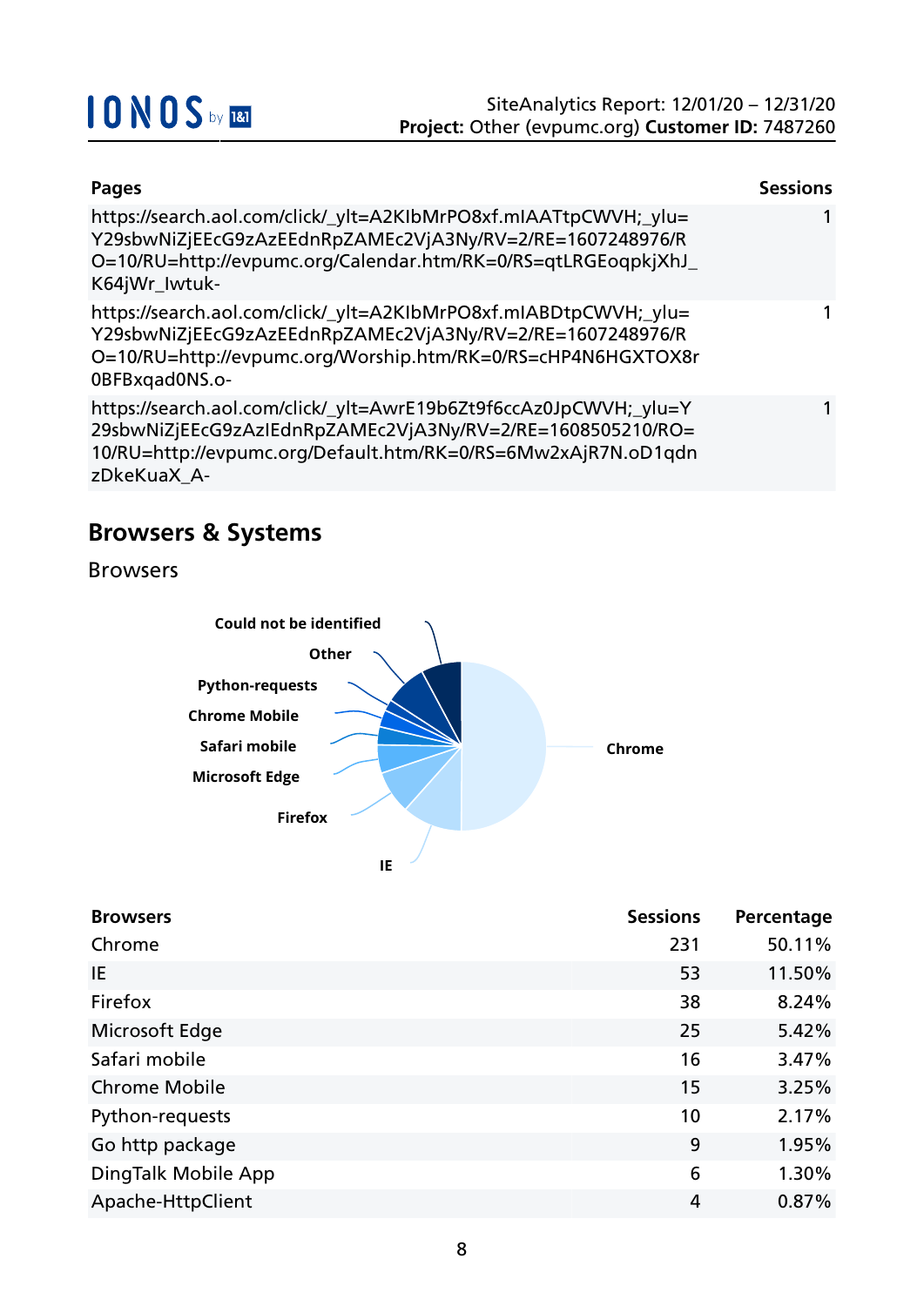| Pages | Sessions |
| --- | --- |
| https://search.aol.com/click/_ylt=A2KIbMrPO8xf.mIAATtpCWVH;_ylu=Y29sbwNiZjEEcG9zAzEEdnRpZAMEc2VjA3Ny/RV=2/RE=1607248976/RO=10/RU=http://evpumc.org/Calendar.htm/RK=0/RS=qtLRGEoqpkjXhJ_K64jWr_Iwtuk- | 1 |
| https://search.aol.com/click/_ylt=A2KIbMrPO8xf.mIABDtpCWVH;_ylu=Y29sbwNiZjEEcG9zAzEEdnRpZAMEc2VjA3Ny/RV=2/RE=1607248976/RO=10/RU=http://evpumc.org/Worship.htm/RK=0/RS=cHP4N6HGXTOX8r0BFBxqad0NS.o- | 1 |
| https://search.aol.com/click/_ylt=AwrE19b6Zt9f6ccAz0JpCWVH;_ylu=Y29sbwNiZjEEcG9zAzIEdnRpZAMEc2VjA3Ny/RV=2/RE=1608505210/RO=10/RU=http://evpumc.org/Default.htm/RK=0/RS=6Mw2xAjR7N.oD1qdnzDkeKuaX_A- | 1 |

## Browsers & Systems

### Browsers

| Browsers | Sessions | Percentage |
| --- | --- | --- |
| Chrome | 231 | 50.11% |
| IE | 53 | 11.50% |
| Firefox | 38 | 8.24% |
| Microsoft Edge | 25 | 5.42% |
| Safari mobile | 16 | 3.47% |
| Chrome Mobile | 15 | 3.25% |
| Python-requests | 10 | 2.17% |
| Go http package | 9 | 1.95% |
| DingTalk Mobile App | 6 | 1.30% |
| Apache-HttpClient | 4 | 0.87% |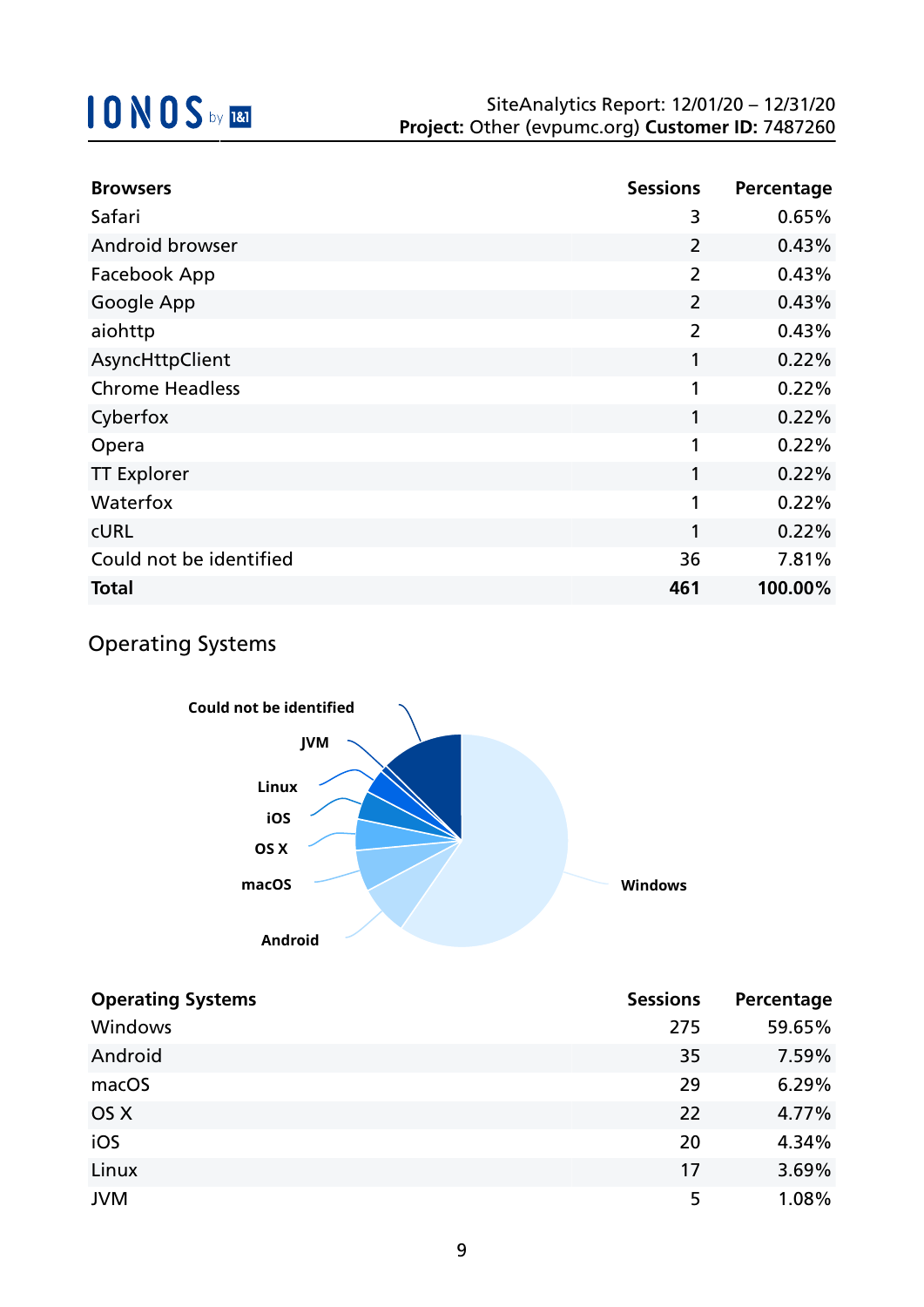| Browsers | Sessions | Percentage |
|---|---|---|
| Safari | 3 | 0.65% |
| Android browser | 2 | 0.43% |
| Facebook App | 2 | 0.43% |
| Google App | 2 | 0.43% |
| aiohttp | 2 | 0.43% |
| AsyncHttpClient | 1 | 0.22% |
| Chrome Headless | 1 | 0.22% |
| Cyberfox | 1 | 0.22% |
| Opera | 1 | 0.22% |
| TT Explorer | 1 | 0.22% |
| Waterfox | 1 | 0.22% |
| cURL | 1 | 0.22% |
| Could not be identified | 36 | 7.81% |
| **Total** | **461** | **100.00%** |

## Operating Systems

| Operating Systems | Sessions | Percentage |
|---|---|---|
| Windows | 275 | 59.65% |
| Android | 35 | 7.59% |
| macOS | 29 | 6.29% |
| OS X | 22 | 4.77% |
| iOS | 20 | 4.34% |
| Linux | 17 | 3.69% |
| JVM | 5 | 1.08% |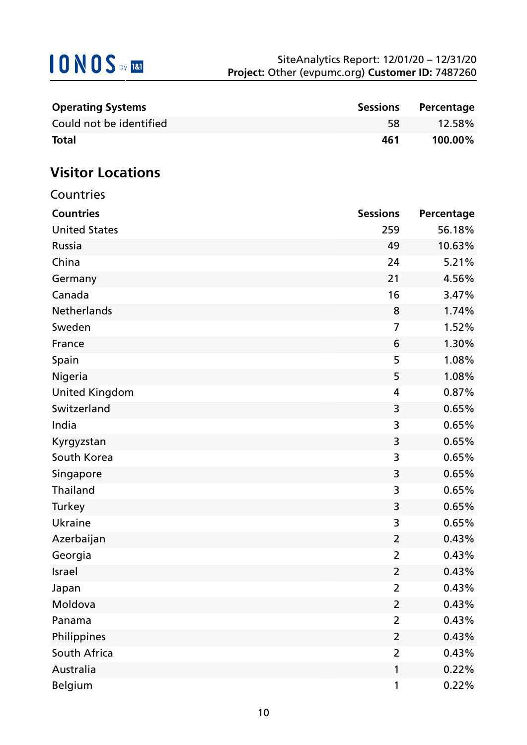| Operating Systems | Sessions | Percentage |
|---|---|---|
| Could not be identified | 58 | 12.58% |
| **Total** | **461** | **100.00%** |

## Visitor Locations

### Countries

| Countries | Sessions | Percentage |
|---|---|---|
| United States | 259 | 56.18% |
| Russia | 49 | 10.63% |
| China | 24 | 5.21% |
| Germany | 21 | 4.56% |
| Canada | 16 | 3.47% |
| Netherlands | 8 | 1.74% |
| Sweden | 7 | 1.52% |
| France | 6 | 1.30% |
| Spain | 5 | 1.08% |
| Nigeria | 5 | 1.08% |
| United Kingdom | 4 | 0.87% |
| Switzerland | 3 | 0.65% |
| India | 3 | 0.65% |
| Kyrgyzstan | 3 | 0.65% |
| South Korea | 3 | 0.65% |
| Singapore | 3 | 0.65% |
| Thailand | 3 | 0.65% |
| Turkey | 3 | 0.65% |
| Ukraine | 3 | 0.65% |
| Azerbaijan | 2 | 0.43% |
| Georgia | 2 | 0.43% |
| Israel | 2 | 0.43% |
| Japan | 2 | 0.43% |
| Moldova | 2 | 0.43% |
| Panama | 2 | 0.43% |
| Philippines | 2 | 0.43% |
| South Africa | 2 | 0.43% |
| Australia | 1 | 0.22% |
| Belgium | 1 | 0.22% |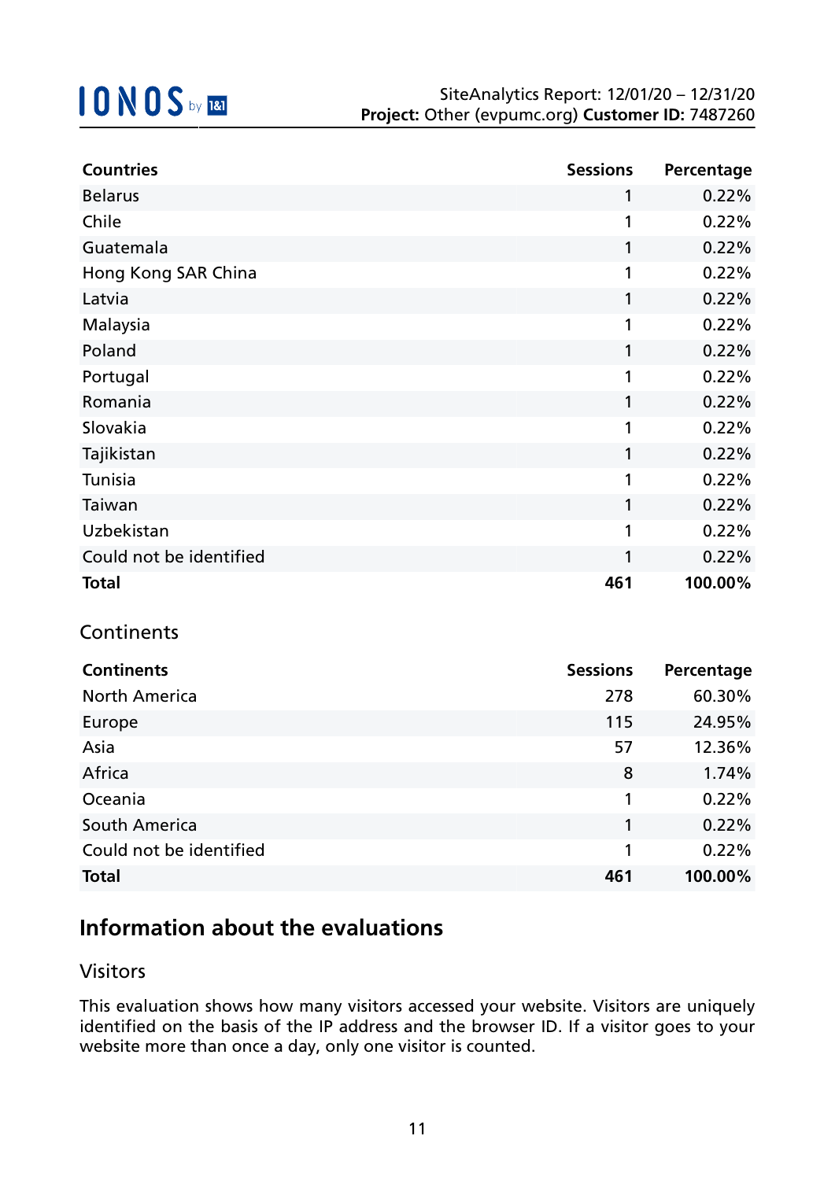| Countries | Sessions | Percentage |
|---|---|---|
| Belarus | 1 | 0.22% |
| Chile | 1 | 0.22% |
| Guatemala | 1 | 0.22% |
| Hong Kong SAR China | 1 | 0.22% |
| Latvia | 1 | 0.22% |
| Malaysia | 1 | 0.22% |
| Poland | 1 | 0.22% |
| Portugal | 1 | 0.22% |
| Romania | 1 | 0.22% |
| Slovakia | 1 | 0.22% |
| Tajikistan | 1 | 0.22% |
| Tunisia | 1 | 0.22% |
| Taiwan | 1 | 0.22% |
| Uzbekistan | 1 | 0.22% |
| Could not be identified | 1 | 0.22% |
| **Total** | **461** | **100.00%** |

### Continents

| Continents | Sessions | Percentage |
|---|---|---|
| North America | 278 | 60.30% |
| Europe | 115 | 24.95% |
| Asia | 57 | 12.36% |
| Africa | 8 | 1.74% |
| Oceania | 1 | 0.22% |
| South America | 1 | 0.22% |
| Could not be identified | 1 | 0.22% |
| **Total** | **461** | **100.00%** |

## Information about the evaluations

### Visitors

This evaluation shows how many visitors accessed your website. Visitors are uniquely identified on the basis of the IP address and the browser ID. If a visitor goes to your website more than once a day, only one visitor is counted.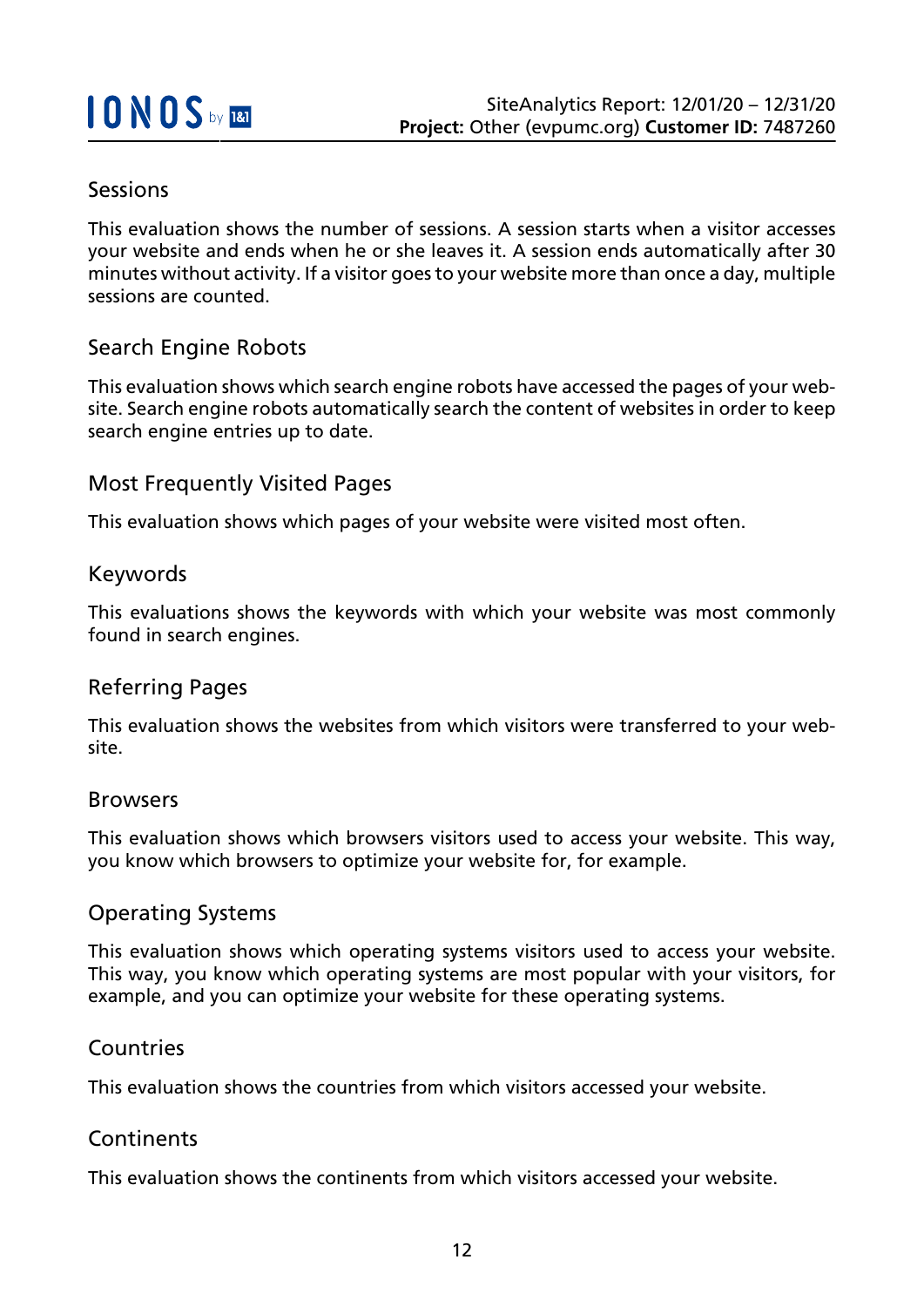## Sessions

This evaluation shows the number of sessions. A session starts when a visitor accesses your website and ends when he or she leaves it. A session ends automatically after 30 minutes without activity. If a visitor goes to your website more than once a day, multiple sessions are counted.

## Search Engine Robots

This evaluation shows which search engine robots have accessed the pages of your website. Search engine robots automatically search the content of websites in order to keep search engine entries up to date.

## Most Frequently Visited Pages

This evaluation shows which pages of your website were visited most often.

## Keywords

This evaluations shows the keywords with which your website was most commonly found in search engines.

## Referring Pages

This evaluation shows the websites from which visitors were transferred to your website.

## Browsers

This evaluation shows which browsers visitors used to access your website. This way, you know which browsers to optimize your website for, for example.

## Operating Systems

This evaluation shows which operating systems visitors used to access your website. This way, you know which operating systems are most popular with your visitors, for example, and you can optimize your website for these operating systems.

## Countries

This evaluation shows the countries from which visitors accessed your website.

## Continents

This evaluation shows the continents from which visitors accessed your website.